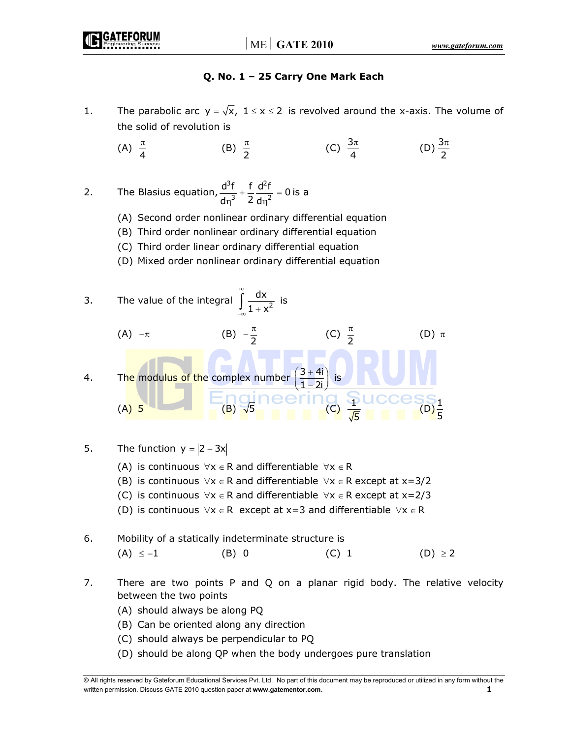## Q. No. 1 – 25 Carry One Mark Each

1. The parabolic arc $y = \sqrt{x},\ 1 \le x \le 2$ is revolved around the x-axis. The volume of the solid of revolution is

   (A) $\frac{\pi}{4}$ (B) $\frac{\pi}{2}$ (C) $\frac{3\pi}{4}$ (D) $\frac{3\pi}{2}$

2. The Blasius equation, $\frac{d^3f}{d\eta^3} + \frac{f}{2}\frac{d^2f}{d\eta^2} = 0$ is a

   (A) Second order nonlinear ordinary differential equation
   (B) Third order nonlinear ordinary differential equation
   (C) Third order linear ordinary differential equation
   (D) Mixed order nonlinear ordinary differential equation

3. The value of the integral $\int_{-\infty}^{\infty} \frac{dx}{1+x^2}$ is

   (A) $-\pi$ (B) $-\frac{\pi}{2}$ (C) $\frac{\pi}{2}$ (D) $\pi$

4. The modulus of the complex number $\left(\frac{3+4i}{1-2i}\right)$ is

   (A) 5 (B) $\sqrt{5}$ (C) $\frac{1}{\sqrt{5}}$ (D) $\frac{1}{5}$

5. The function $y = |2 - 3x|$

   (A) is continuous $\forall x \in R$ and differentiable $\forall x \in R$
   (B) is continuous $\forall x \in R$ and differentiable $\forall x \in R$ except at x=3/2
   (C) is continuous $\forall x \in R$ and differentiable $\forall x \in R$ except at x=2/3
   (D) is continuous $\forall x \in R$ except at x=3 and differentiable $\forall x \in R$

6. Mobility of a statically indeterminate structure is

   (A) $\le -1$ (B) 0 (C) 1 (D) $\ge 2$

7. There are two points P and Q on a planar rigid body. The relative velocity between the two points

   (A) should always be along PQ
   (B) Can be oriented along any direction
   (C) should always be perpendicular to PQ
   (D) should be along QP when the body undergoes pure translation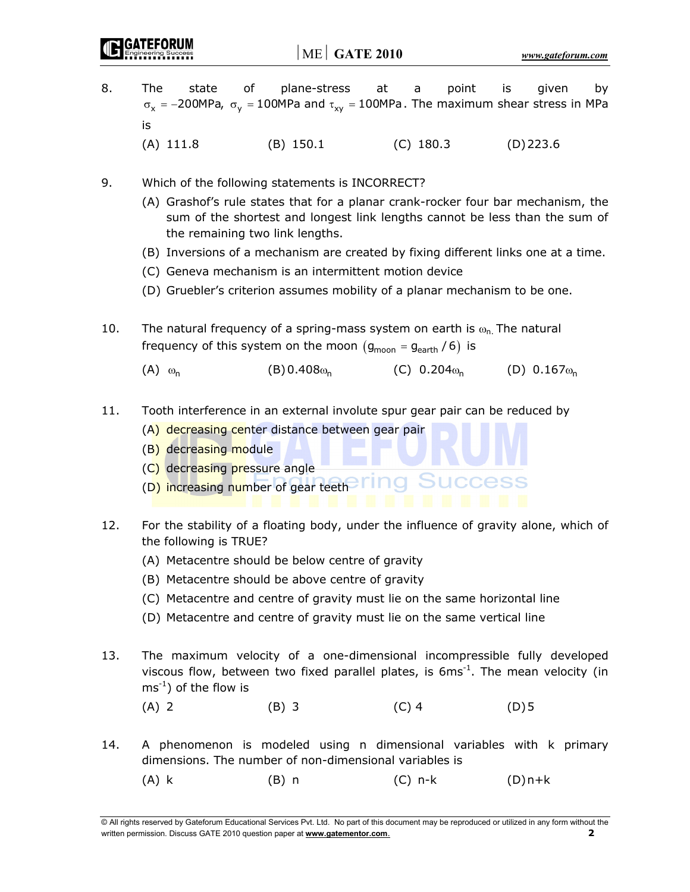8. The state of plane-stress at a point is given by $\sigma_x = -200\text{MPa}$, $\sigma_y = 100\text{MPa}$ and $\tau_{xy} = 100\text{MPa}$. The maximum shear stress in MPa is

   (A) 111.8 (B) 150.1 (C) 180.3 (D) 223.6

9. Which of the following statements is INCORRECT?

   (A) Grashof's rule states that for a planar crank-rocker four bar mechanism, the sum of the shortest and longest link lengths cannot be less than the sum of the remaining two link lengths.

   (B) Inversions of a mechanism are created by fixing different links one at a time.

   (C) Geneva mechanism is an intermittent motion device

   (D) Gruebler's criterion assumes mobility of a planar mechanism to be one.

10. The natural frequency of a spring-mass system on earth is $\omega_n$. The natural frequency of this system on the moon $\left(g_{moon} = g_{earth}/6\right)$ is

    (A) $\omega_n$ (B) $0.408\omega_n$ (C) $0.204\omega_n$ (D) $0.167\omega_n$

11. Tooth interference in an external involute spur gear pair can be reduced by

    (A) decreasing center distance between gear pair

    (B) decreasing module

    (C) decreasing pressure angle

    (D) increasing number of gear teeth

12. For the stability of a floating body, under the influence of gravity alone, which of the following is TRUE?

    (A) Metacentre should be below centre of gravity

    (B) Metacentre should be above centre of gravity

    (C) Metacentre and centre of gravity must lie on the same horizontal line

    (D) Metacentre and centre of gravity must lie on the same vertical line

13. The maximum velocity of a one-dimensional incompressible fully developed viscous flow, between two fixed parallel plates, is $6\text{ms}^{-1}$. The mean velocity (in $\text{ms}^{-1}$) of the flow is

    (A) 2 (B) 3 (C) 4 (D) 5

14. A phenomenon is modeled using n dimensional variables with k primary dimensions. The number of non-dimensional variables is

    (A) k (B) n (C) n-k (D) n+k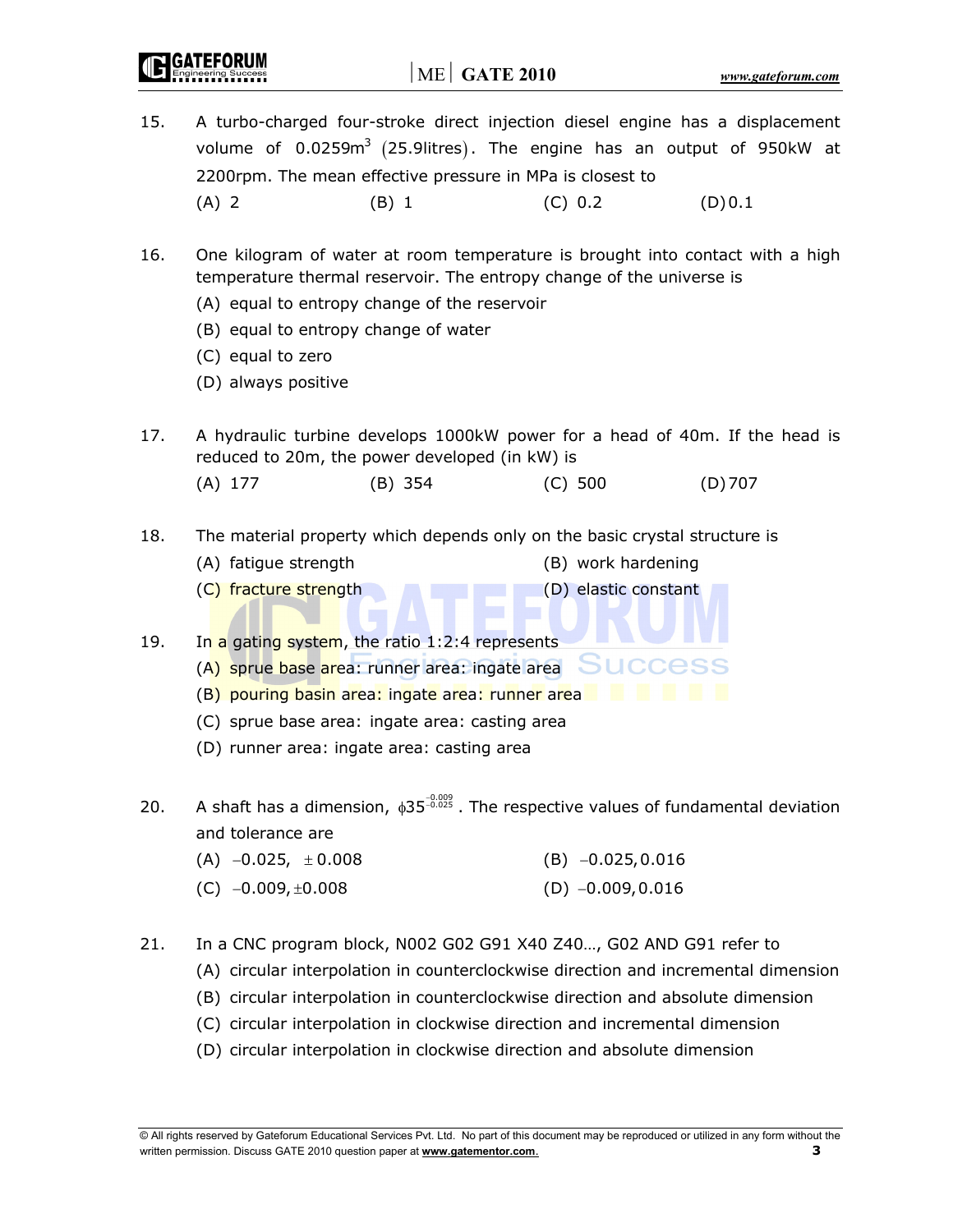15. A turbo-charged four-stroke direct injection diesel engine has a displacement volume of $0.0259m^3$ $(25.9\text{litres})$. The engine has an output of 950kW at 2200rpm. The mean effective pressure in MPa is closest to

    (A) 2 (B) 1 (C) 0.2 (D) 0.1

16. One kilogram of water at room temperature is brought into contact with a high temperature thermal reservoir. The entropy change of the universe is

    (A) equal to entropy change of the reservoir
    (B) equal to entropy change of water
    (C) equal to zero
    (D) always positive

17. A hydraulic turbine develops 1000kW power for a head of 40m. If the head is reduced to 20m, the power developed (in kW) is

    (A) 177 (B) 354 (C) 500 (D) 707

18. The material property which depends only on the basic crystal structure is

    (A) fatigue strength (B) work hardening
    (C) fracture strength (D) elastic constant

19. In a gating system, the ratio 1:2:4 represents

    (A) sprue base area: runner area: ingate area
    (B) pouring basin area: ingate area: runner area
    (C) sprue base area: ingate area: casting area
    (D) runner area: ingate area: casting area

20. A shaft has a dimension, $\phi 35^{-0.009}_{-0.025}$. The respective values of fundamental deviation and tolerance are

    (A) $-0.025, \pm 0.008$ (B) $-0.025, 0.016$
    (C) $-0.009, \pm 0.008$ (D) $-0.009, 0.016$

21. In a CNC program block, N002 G02 G91 X40 Z40…, G02 AND G91 refer to

    (A) circular interpolation in counterclockwise direction and incremental dimension
    (B) circular interpolation in counterclockwise direction and absolute dimension
    (C) circular interpolation in clockwise direction and incremental dimension
    (D) circular interpolation in clockwise direction and absolute dimension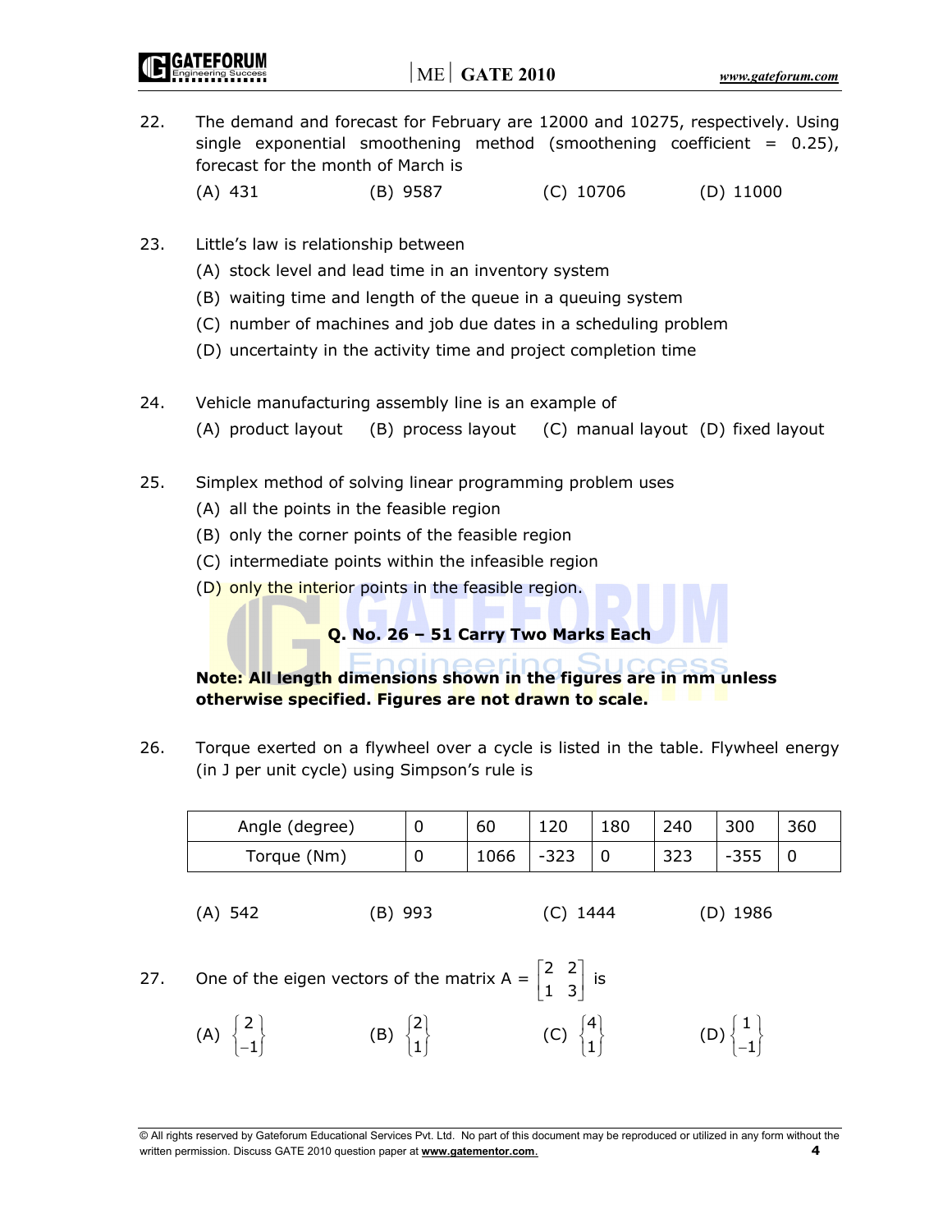22. The demand and forecast for February are 12000 and 10275, respectively. Using single exponential smoothening method (smoothening coefficient = 0.25), forecast for the month of March is

 (A) 431 (B) 9587 (C) 10706 (D) 11000

23. Little's law is relationship between

 (A) stock level and lead time in an inventory system
 (B) waiting time and length of the queue in a queuing system
 (C) number of machines and job due dates in a scheduling problem
 (D) uncertainty in the activity time and project completion time

24. Vehicle manufacturing assembly line is an example of

 (A) product layout (B) process layout (C) manual layout (D) fixed layout

25. Simplex method of solving linear programming problem uses

 (A) all the points in the feasible region
 (B) only the corner points of the feasible region
 (C) intermediate points within the infeasible region
 (D) only the interior points in the feasible region.

**Q. No. 26 – 51 Carry Two Marks Each**

**Note: All length dimensions shown in the figures are in mm unless otherwise specified. Figures are not drawn to scale.**

26. Torque exerted on a flywheel over a cycle is listed in the table. Flywheel energy (in J per unit cycle) using Simpson's rule is

| Angle (degree) | 0 | 60 | 120 | 180 | 240 | 300 | 360 |
|---|---|---|---|---|---|---|---|
| Torque (Nm) | 0 | 1066 | -323 | 0 | 323 | -355 | 0 |

 (A) 542 (B) 993 (C) 1444 (D) 1986

27. One of the eigen vectors of the matrix $A = \begin{bmatrix} 2 & 2 \\ 1 & 3 \end{bmatrix}$ is

 (A) $\begin{Bmatrix} 2 \\ -1 \end{Bmatrix}$ (B) $\begin{Bmatrix} 2 \\ 1 \end{Bmatrix}$ (C) $\begin{Bmatrix} 4 \\ 1 \end{Bmatrix}$ (D) $\begin{Bmatrix} 1 \\ -1 \end{Bmatrix}$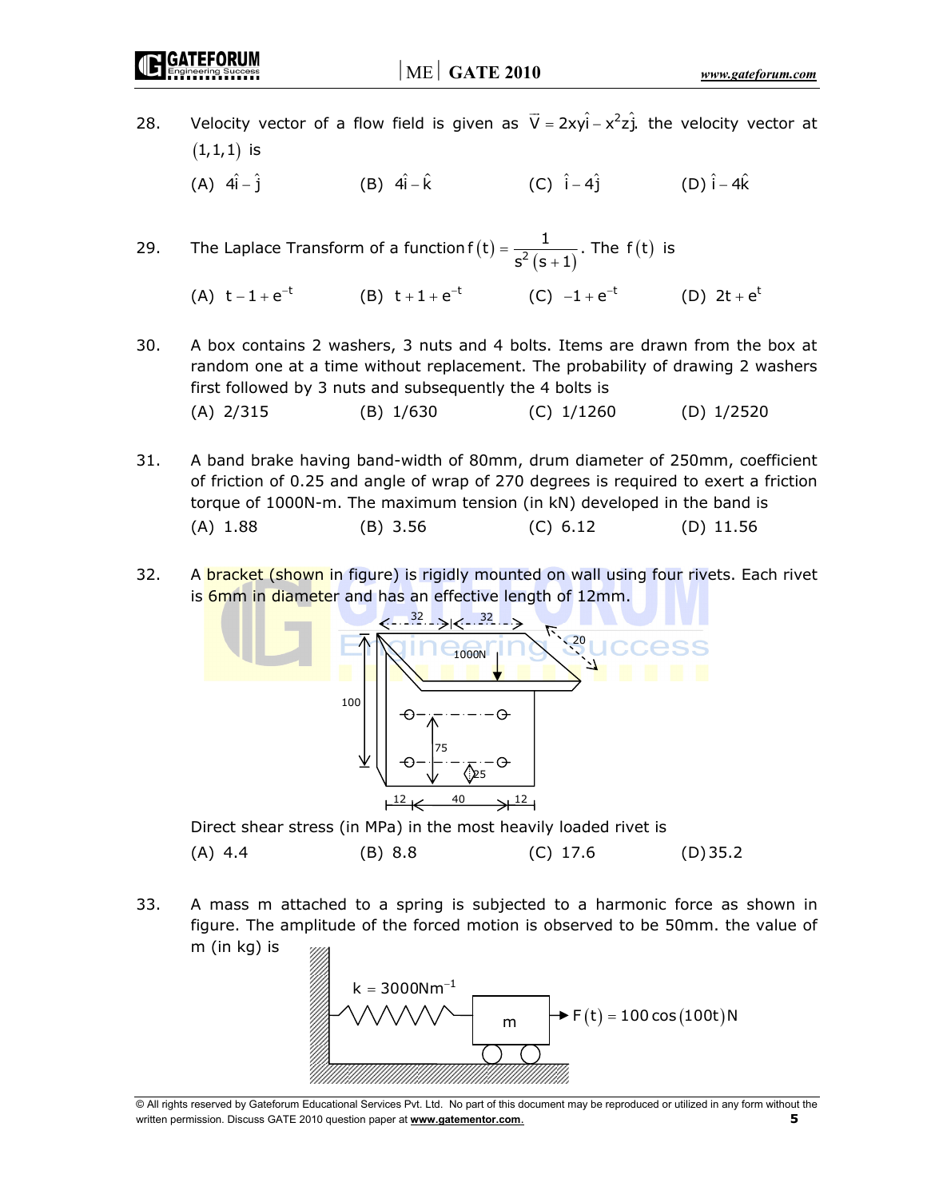28. Velocity vector of a flow field is given as $\vec{V} = 2xy\hat{i} - x^2z\hat{j}$. the velocity vector at $(1,1,1)$ is

(A) $4\hat{i} - \hat{j}$ (B) $4\hat{i} - \hat{k}$ (C) $\hat{i} - 4\hat{j}$ (D) $\hat{i} - 4\hat{k}$

29. The Laplace Transform of a function $f(t) = \dfrac{1}{s^2(s+1)}$. The $f(t)$ is

(A) $t - 1 + e^{-t}$ (B) $t + 1 + e^{-t}$ (C) $-1 + e^{-t}$ (D) $2t + e^{t}$

30. A box contains 2 washers, 3 nuts and 4 bolts. Items are drawn from the box at random one at a time without replacement. The probability of drawing 2 washers first followed by 3 nuts and subsequently the 4 bolts is

(A) 2/315 (B) 1/630 (C) 1/1260 (D) 1/2520

31. A band brake having band-width of 80mm, drum diameter of 250mm, coefficient of friction of 0.25 and angle of wrap of 270 degrees is required to exert a friction torque of 1000N-m. The maximum tension (in kN) developed in the band is

(A) 1.88 (B) 3.56 (C) 6.12 (D) 11.56

32. A bracket (shown in figure) is rigidly mounted on wall using four rivets. Each rivet is 6mm in diameter and has an effective length of 12mm.

Direct shear stress (in MPa) in the most heavily loaded rivet is

(A) 4.4 (B) 8.8 (C) 17.6 (D) 35.2

33. A mass m attached to a spring is subjected to a harmonic force as shown in figure. The amplitude of the forced motion is observed to be 50mm. the value of m (in kg) is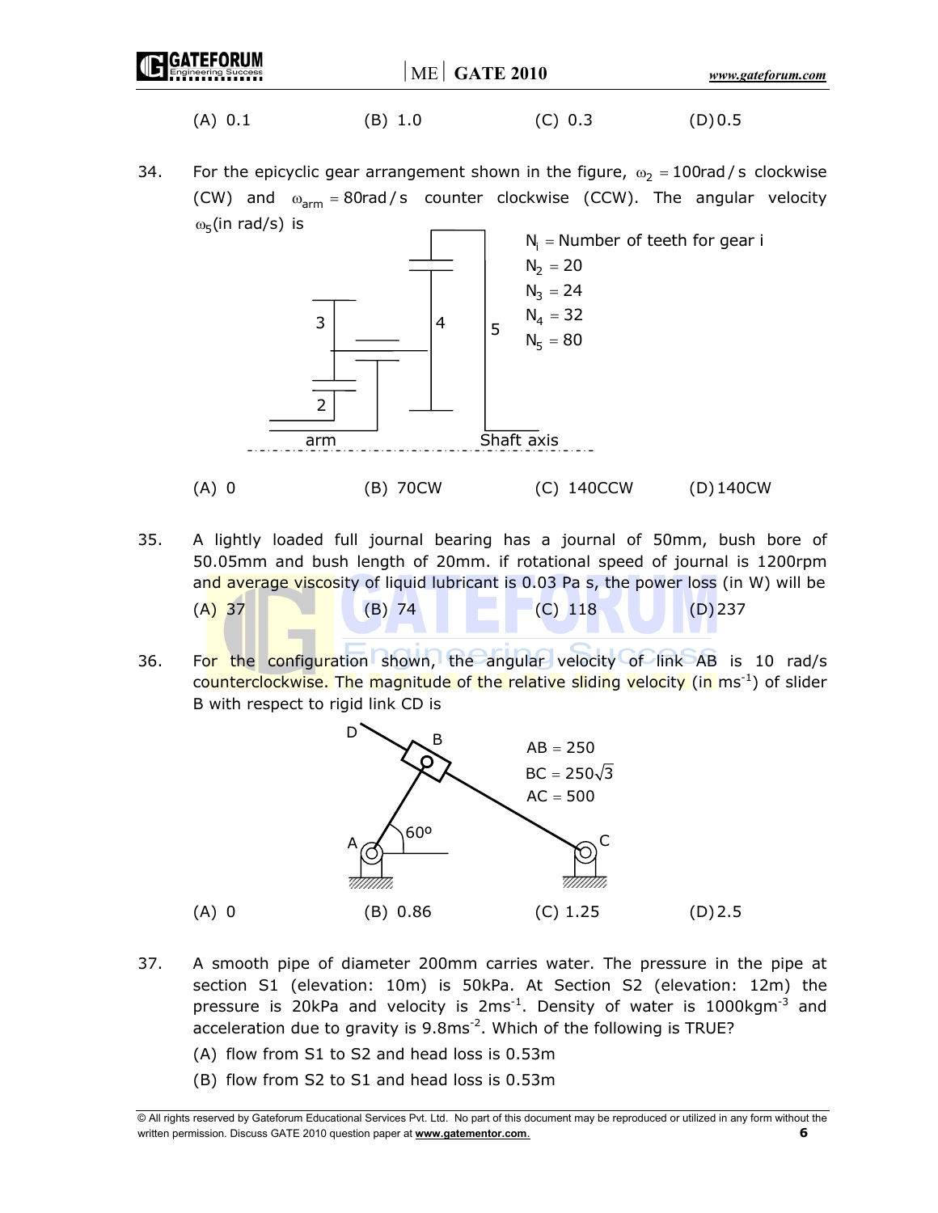(A) 0.1 (B) 1.0 (C) 0.3 (D) 0.5

34. For the epicyclic gear arrangement shown in the figure, $\omega_2 = 100\text{rad/s}$ clockwise (CW) and $\omega_{arm} = 80\text{rad/s}$ counter clockwise (CCW). The angular velocity $\omega_5$(in rad/s) is

$N_i$ = Number of teeth for gear i

$N_2 = 20$

$N_3 = 24$

$N_4 = 32$

$N_5 = 80$

(A) 0 (B) 70CW (C) 140CCW (D) 140CW

35. A lightly loaded full journal bearing has a journal of 50mm, bush bore of 50.05mm and bush length of 20mm. if rotational speed of journal is 1200rpm and average viscosity of liquid lubricant is 0.03 Pa s, the power loss (in W) will be

(A) 37 (B) 74 (C) 118 (D) 237

36. For the configuration shown, the angular velocity of link AB is 10 rad/s counterclockwise. The magnitude of the relative sliding velocity (in $ms^{-1}$) of slider B with respect to rigid link CD is

AB = 250

$BC = 250\sqrt{3}$

AC = 500

(A) 0 (B) 0.86 (C) 1.25 (D) 2.5

37. A smooth pipe of diameter 200mm carries water. The pressure in the pipe at section S1 (elevation: 10m) is 50kPa. At Section S2 (elevation: 12m) the pressure is 20kPa and velocity is $2ms^{-1}$. Density of water is $1000kgm^{-3}$ and acceleration due to gravity is $9.8ms^{-2}$. Which of the following is TRUE?

(A) flow from S1 to S2 and head loss is 0.53m

(B) flow from S2 to S1 and head loss is 0.53m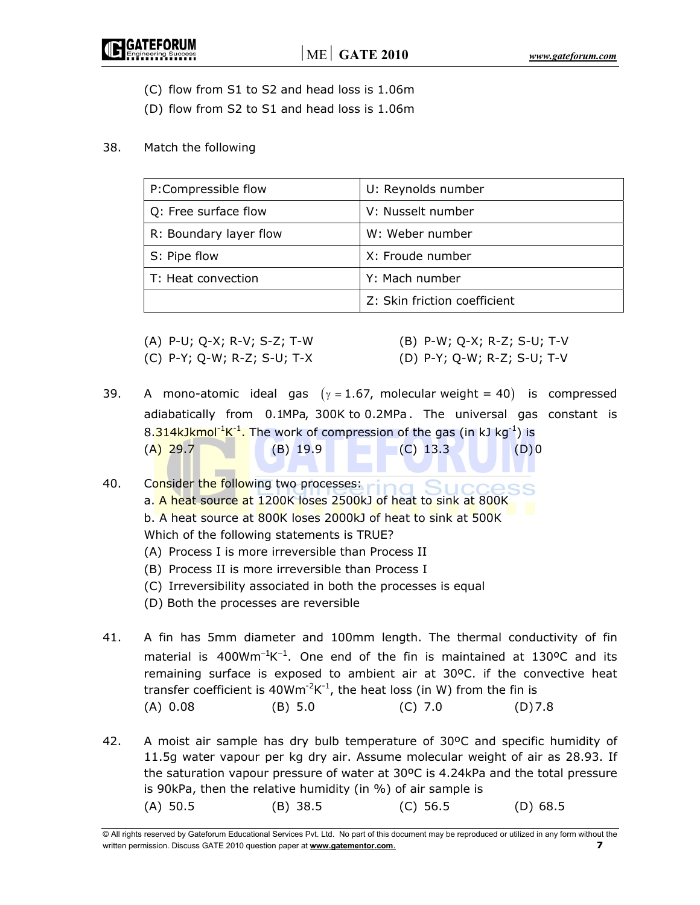(C) flow from S1 to S2 and head loss is 1.06m

(D) flow from S2 to S1 and head loss is 1.06m

38. Match the following

| P:Compressible flow | U: Reynolds number |
|---|---|
| Q: Free surface flow | V: Nusselt number |
| R: Boundary layer flow | W: Weber number |
| S: Pipe flow | X: Froude number |
| T: Heat convection | Y: Mach number |
| | Z: Skin friction coefficient |

(A) P-U; Q-X; R-V; S-Z; T-W

(B) P-W; Q-X; R-Z; S-U; T-V

(C) P-Y; Q-W; R-Z; S-U; T-X

(D) P-Y; Q-W; R-Z; S-U; T-V

39. A mono-atomic ideal gas $(\gamma = 1.67,$ molecular weight = 40$)$ is compressed adiabatically from 0.1MPa, 300K to 0.2MPa. The universal gas constant is $8.314 kJ kmol^{-1} K^{-1}$. The work of compression of the gas (in $kJ\ kg^{-1}$) is

(A) 29.7 (B) 19.9 (C) 13.3 (D) 0

40. Consider the following two processes:

a. A heat source at 1200K loses 2500kJ of heat to sink at 800K

b. A heat source at 800K loses 2000kJ of heat to sink at 500K

Which of the following statements is TRUE?

(A) Process I is more irreversible than Process II

(B) Process II is more irreversible than Process I

(C) Irreversibility associated in both the processes is equal

(D) Both the processes are reversible

41. A fin has 5mm diameter and 100mm length. The thermal conductivity of fin material is $400 Wm^{-1}K^{-1}$. One end of the fin is maintained at 130ºC and its remaining surface is exposed to ambient air at 30ºC. if the convective heat transfer coefficient is $40 Wm^{-2}K^{-1}$, the heat loss (in W) from the fin is

(A) 0.08 (B) 5.0 (C) 7.0 (D) 7.8

42. A moist air sample has dry bulb temperature of 30ºC and specific humidity of 11.5g water vapour per kg dry air. Assume molecular weight of air as 28.93. If the saturation vapour pressure of water at 30ºC is 4.24kPa and the total pressure is 90kPa, then the relative humidity (in %) of air sample is

(A) 50.5 (B) 38.5 (C) 56.5 (D) 68.5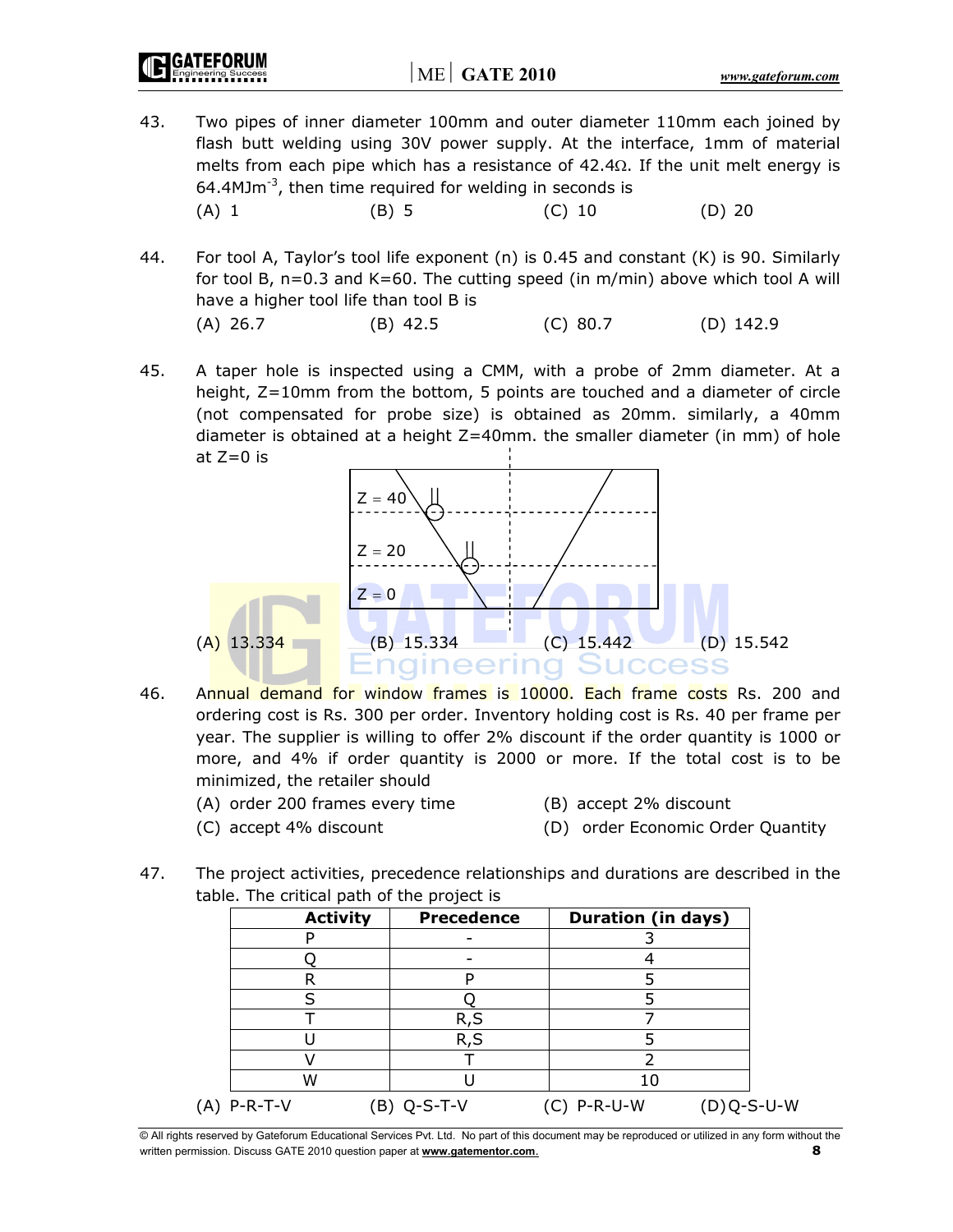43. Two pipes of inner diameter 100mm and outer diameter 110mm each joined by flash butt welding using 30V power supply. At the interface, 1mm of material melts from each pipe which has a resistance of 42.4Ω. If the unit melt energy is 64.4MJm$^{-3}$, then time required for welding in seconds is

    (A) 1 (B) 5 (C) 10 (D) 20

44. For tool A, Taylor's tool life exponent (n) is 0.45 and constant (K) is 90. Similarly for tool B, n=0.3 and K=60. The cutting speed (in m/min) above which tool A will have a higher tool life than tool B is

    (A) 26.7 (B) 42.5 (C) 80.7 (D) 142.9

45. A taper hole is inspected using a CMM, with a probe of 2mm diameter. At a height, Z=10mm from the bottom, 5 points are touched and a diameter of circle (not compensated for probe size) is obtained as 20mm. similarly, a 40mm diameter is obtained at a height Z=40mm. the smaller diameter (in mm) of hole at Z=0 is

    (A) 13.334 (B) 15.334 (C) 15.442 (D) 15.542

46. Annual demand for window frames is 10000. Each frame costs Rs. 200 and ordering cost is Rs. 300 per order. Inventory holding cost is Rs. 40 per frame per year. The supplier is willing to offer 2% discount if the order quantity is 1000 or more, and 4% if order quantity is 2000 or more. If the total cost is to be minimized, the retailer should

    (A) order 200 frames every time (B) accept 2% discount

    (C) accept 4% discount (D) order Economic Order Quantity

47. The project activities, precedence relationships and durations are described in the table. The critical path of the project is

| Activity | Precedence | Duration (in days) |
|---|---|---|
| P | - | 3 |
| Q | - | 4 |
| R | P | 5 |
| S | Q | 5 |
| T | R,S | 7 |
| U | R,S | 5 |
| V | T | 2 |
| W | U | 10 |

    (A) P-R-T-V (B) Q-S-T-V (C) P-R-U-W (D) Q-S-U-W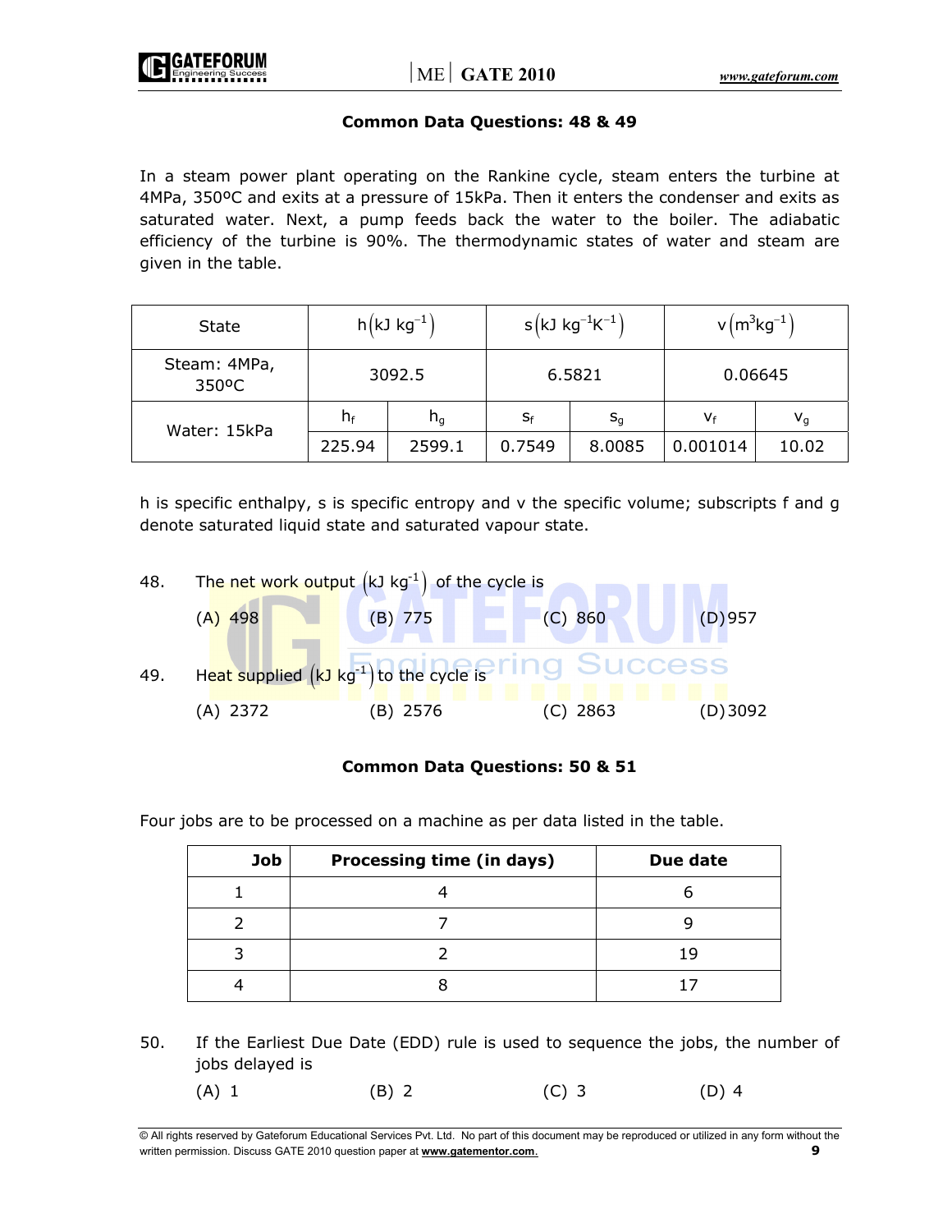### Common Data Questions: 48 & 49

In a steam power plant operating on the Rankine cycle, steam enters the turbine at 4MPa, 350ºC and exits at a pressure of 15kPa. Then it enters the condenser and exits as saturated water. Next, a pump feeds back the water to the boiler. The adiabatic efficiency of the turbine is 90%. The thermodynamic states of water and steam are given in the table.

| State | $h\left(kJ\ kg^{-1}\right)$ | | $s\left(kJ\ kg^{-1}K^{-1}\right)$ | | $v\left(m^3kg^{-1}\right)$ | |
|---|---|---|---|---|---|---|
| Steam: 4MPa, 350ºC | 3092.5 | | 6.5821 | | 0.06645 | |
| Water: 15kPa | $h_f$ | $h_g$ | $s_f$ | $s_g$ | $v_f$ | $v_g$ |
| | 225.94 | 2599.1 | 0.7549 | 8.0085 | 0.001014 | 10.02 |

h is specific enthalpy, s is specific entropy and v the specific volume; subscripts f and g denote saturated liquid state and saturated vapour state.

48. The net work output $\left(kJ\ kg^{-1}\right)$ of the cycle is

    (A) 498 (B) 775 (C) 860 (D) 957

49. Heat supplied $\left(kJ\ kg^{-1}\right)$ to the cycle is

    (A) 2372 (B) 2576 (C) 2863 (D) 3092

### Common Data Questions: 50 & 51

Four jobs are to be processed on a machine as per data listed in the table.

| Job | Processing time (in days) | Due date |
|---|---|---|
| 1 | 4 | 6 |
| 2 | 7 | 9 |
| 3 | 2 | 19 |
| 4 | 8 | 17 |

50. If the Earliest Due Date (EDD) rule is used to sequence the jobs, the number of jobs delayed is

    (A) 1 (B) 2 (C) 3 (D) 4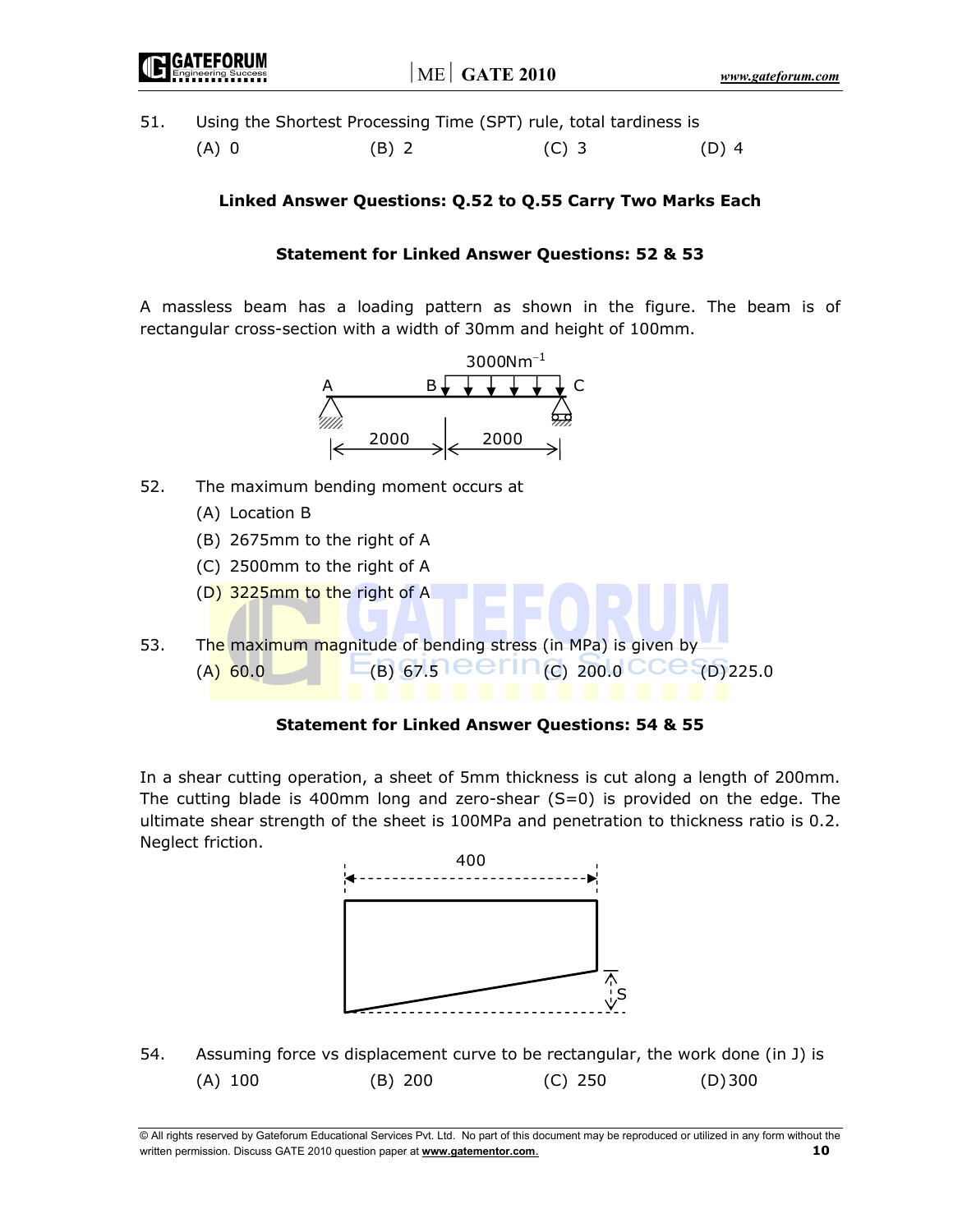51. Using the Shortest Processing Time (SPT) rule, total tardiness is

 (A) 0  (B) 2  (C) 3  (D) 4

**Linked Answer Questions: Q.52 to Q.55 Carry Two Marks Each**

**Statement for Linked Answer Questions: 52 & 53**

A massless beam has a loading pattern as shown in the figure. The beam is of rectangular cross-section with a width of 30mm and height of 100mm.

$3000Nm^{-1}$

A B C

2000 2000

52. The maximum bending moment occurs at

 (A) Location B

 (B) 2675mm to the right of A

 (C) 2500mm to the right of A

 (D) 3225mm to the right of A

53. The maximum magnitude of bending stress (in MPa) is given by

 (A) 60.0  (B) 67.5  (C) 200.0  (D) 225.0

**Statement for Linked Answer Questions: 54 & 55**

In a shear cutting operation, a sheet of 5mm thickness is cut along a length of 200mm. The cutting blade is 400mm long and zero-shear (S=0) is provided on the edge. The ultimate shear strength of the sheet is 100MPa and penetration to thickness ratio is 0.2. Neglect friction.

400

S

54. Assuming force vs displacement curve to be rectangular, the work done (in J) is

 (A) 100  (B) 200  (C) 250  (D) 300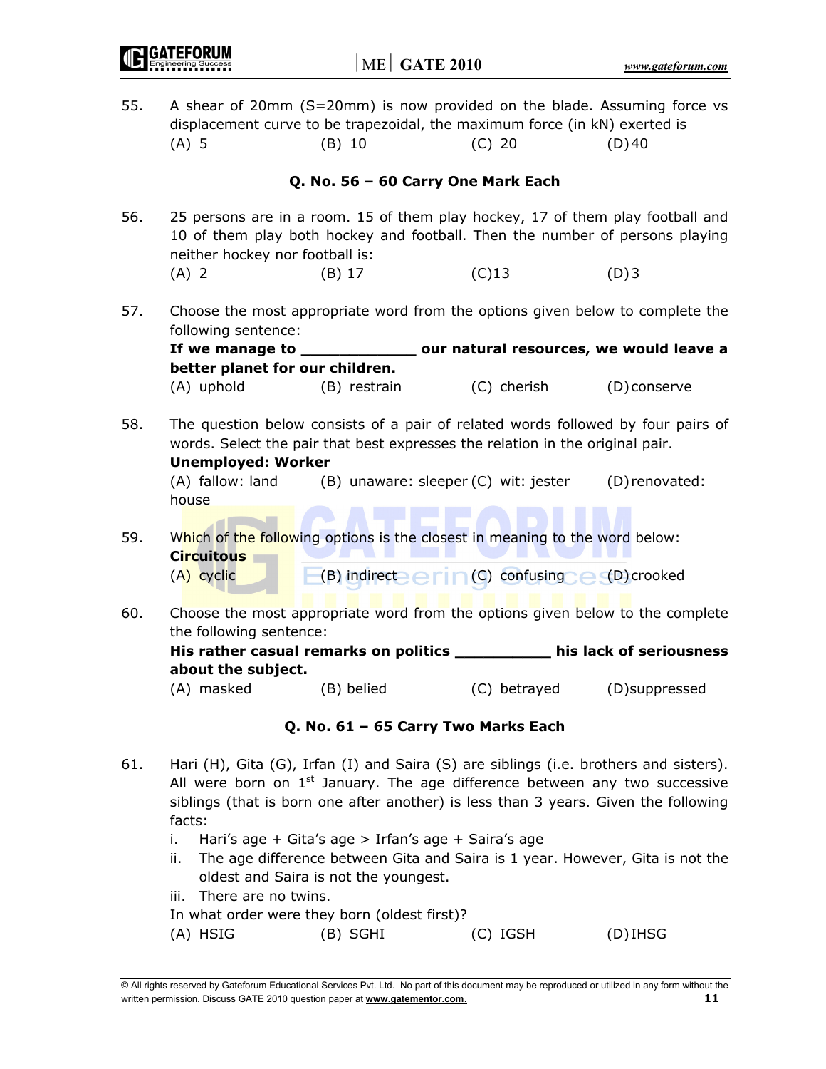55. A shear of 20mm (S=20mm) is now provided on the blade. Assuming force vs displacement curve to be trapezoidal, the maximum force (in kN) exerted is

(A) 5 (B) 10 (C) 20 (D) 40

### Q. No. 56 – 60 Carry One Mark Each

56. 25 persons are in a room. 15 of them play hockey, 17 of them play football and 10 of them play both hockey and football. Then the number of persons playing neither hockey nor football is:

(A) 2 (B) 17 (C) 13 (D) 3

57. Choose the most appropriate word from the options given below to complete the following sentence:

**If we manage to ____________ our natural resources, we would leave a better planet for our children.**

(A) uphold (B) restrain (C) cherish (D) conserve

58. The question below consists of a pair of related words followed by four pairs of words. Select the pair that best expresses the relation in the original pair.

**Unemployed: Worker**

(A) fallow: land (B) unaware: sleeper (C) wit: jester (D) renovated: house

59. Which of the following options is the closest in meaning to the word below:

**Circuitous**

(A) cyclic (B) indirect (C) confusing (D) crooked

60. Choose the most appropriate word from the options given below to the complete the following sentence:

**His rather casual remarks on politics __________ his lack of seriousness about the subject.**

(A) masked (B) belied (C) betrayed (D) suppressed

### Q. No. 61 – 65 Carry Two Marks Each

61. Hari (H), Gita (G), Irfan (I) and Saira (S) are siblings (i.e. brothers and sisters). All were born on 1st January. The age difference between any two successive siblings (that is born one after another) is less than 3 years. Given the following facts:

i. Hari's age + Gita's age > Irfan's age + Saira's age
ii. The age difference between Gita and Saira is 1 year. However, Gita is not the oldest and Saira is not the youngest.
iii. There are no twins.

In what order were they born (oldest first)?

(A) HSIG (B) SGHI (C) IGSH (D) IHSG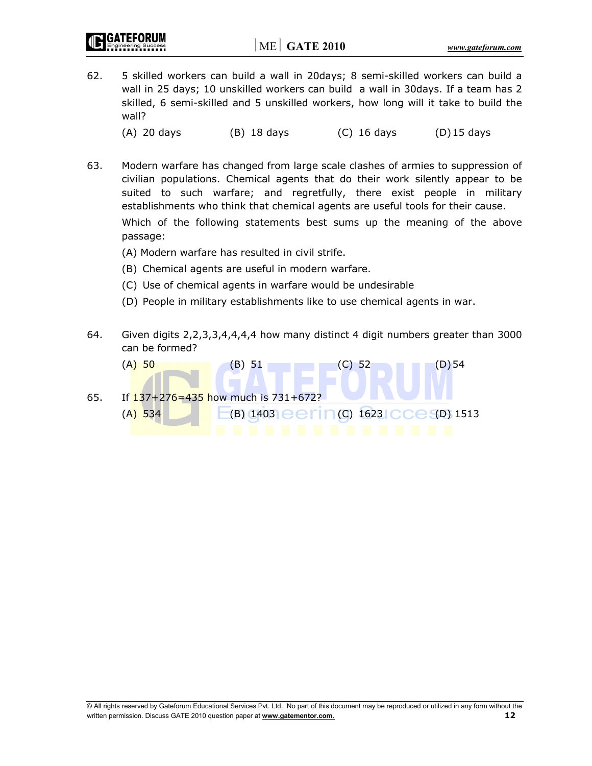62. 5 skilled workers can build a wall in 20days; 8 semi-skilled workers can build a wall in 25 days; 10 unskilled workers can build a wall in 30days. If a team has 2 skilled, 6 semi-skilled and 5 unskilled workers, how long will it take to build the wall?

   (A) 20 days (B) 18 days (C) 16 days (D) 15 days

63. Modern warfare has changed from large scale clashes of armies to suppression of civilian populations. Chemical agents that do their work silently appear to be suited to such warfare; and regretfully, there exist people in military establishments who think that chemical agents are useful tools for their cause.

   Which of the following statements best sums up the meaning of the above passage:

   (A) Modern warfare has resulted in civil strife.

   (B) Chemical agents are useful in modern warfare.

   (C) Use of chemical agents in warfare would be undesirable

   (D) People in military establishments like to use chemical agents in war.

64. Given digits 2,2,3,3,4,4,4,4 how many distinct 4 digit numbers greater than 3000 can be formed?

   (A) 50 (B) 51 (C) 52 (D) 54

65. If 137+276=435 how much is 731+672?

   (A) 534 (B) 1403 (C) 1623 (D) 1513